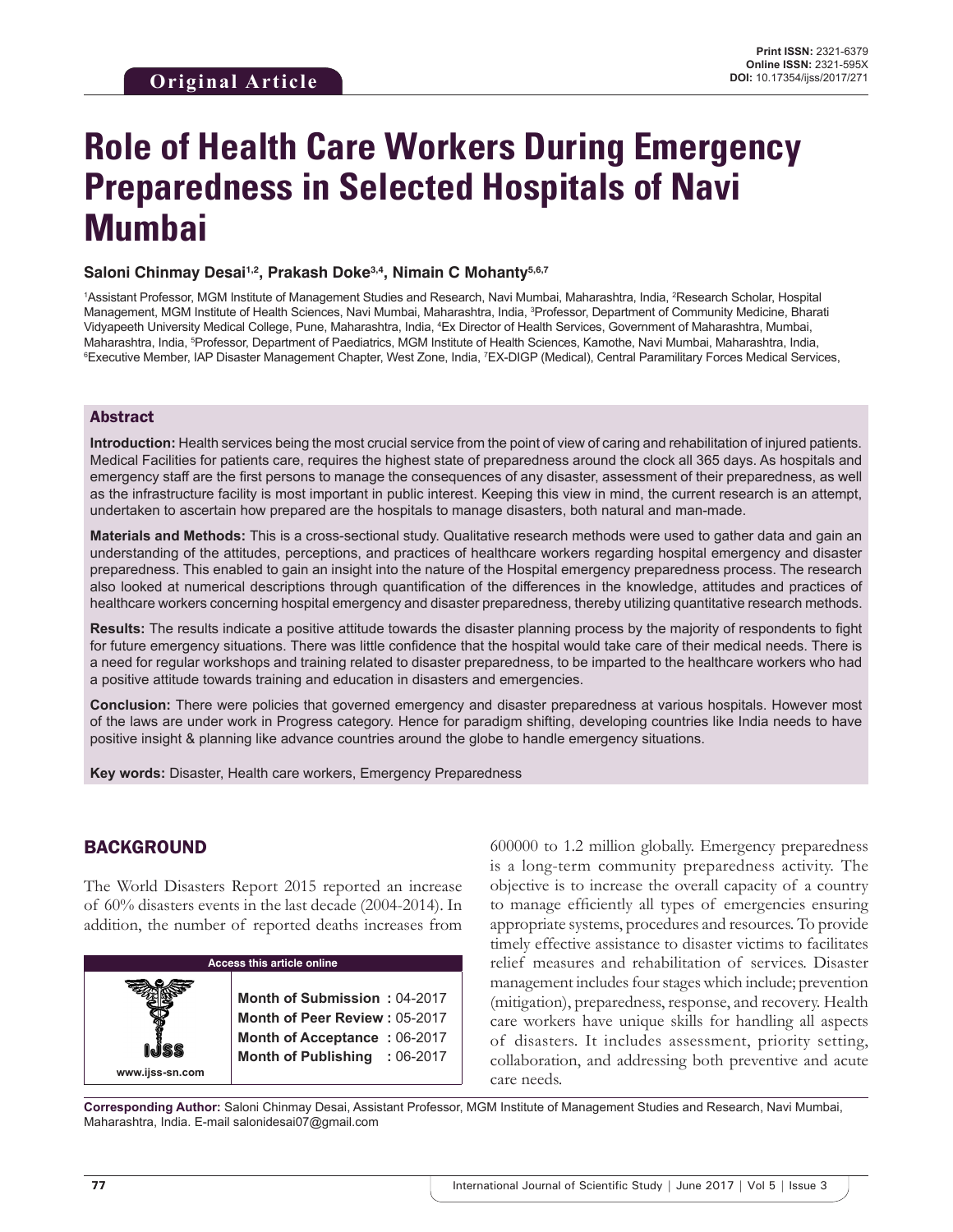Original Article

Print ISSN: 2321-6379
Online ISSN: 2321-595X
DOI: 10.17354/ijss/2017/271

# Role of Health Care Workers During Emergency Preparedness in Selected Hospitals of Navi Mumbai

**Saloni Chinmay Desai[1,2], Prakash Doke[3,4], Nimain C Mohanty[5,6,7]**

[1]Assistant Professor, MGM Institute of Management Studies and Research, Navi Mumbai, Maharashtra, India, [2]Research Scholar, Hospital Management, MGM Institute of Health Sciences, Navi Mumbai, Maharashtra, India, [3]Professor, Department of Community Medicine, Bharati Vidyapeeth University Medical College, Pune, Maharashtra, India, [4]Ex Director of Health Services, Government of Maharashtra, Mumbai, Maharashtra, India, [5]Professor, Department of Paediatrics, MGM Institute of Health Sciences, Kamothe, Navi Mumbai, Maharashtra, India, [6]Executive Member, IAP Disaster Management Chapter, West Zone, India, [7]EX-DIGP (Medical), Central Paramilitary Forces Medical Services,

## Abstract

**Introduction:** Health services being the most crucial service from the point of view of caring and rehabilitation of injured patients. Medical Facilities for patients care, requires the highest state of preparedness around the clock all 365 days. As hospitals and emergency staff are the first persons to manage the consequences of any disaster, assessment of their preparedness, as well as the infrastructure facility is most important in public interest. Keeping this view in mind, the current research is an attempt, undertaken to ascertain how prepared are the hospitals to manage disasters, both natural and man-made.

**Materials and Methods:** This is a cross-sectional study. Qualitative research methods were used to gather data and gain an understanding of the attitudes, perceptions, and practices of healthcare workers regarding hospital emergency and disaster preparedness. This enabled to gain an insight into the nature of the Hospital emergency preparedness process. The research also looked at numerical descriptions through quantification of the differences in the knowledge, attitudes and practices of healthcare workers concerning hospital emergency and disaster preparedness, thereby utilizing quantitative research methods.

**Results:** The results indicate a positive attitude towards the disaster planning process by the majority of respondents to fight for future emergency situations. There was little confidence that the hospital would take care of their medical needs. There is a need for regular workshops and training related to disaster preparedness, to be imparted to the healthcare workers who had a positive attitude towards training and education in disasters and emergencies.

**Conclusion:** There were policies that governed emergency and disaster preparedness at various hospitals. However most of the laws are under work in Progress category. Hence for paradigm shifting, developing countries like India needs to have positive insight & planning like advance countries around the globe to handle emergency situations.

**Key words:** Disaster, Health care workers, Emergency Preparedness

## BACKGROUND

The World Disasters Report 2015 reported an increase of 60% disasters events in the last decade (2004-2014). In addition, the number of reported deaths increases from 600000 to 1.2 million globally. Emergency preparedness is a long-term community preparedness activity. The objective is to increase the overall capacity of a country to manage efficiently all types of emergencies ensuring appropriate systems, procedures and resources. To provide timely effective assistance to disaster victims to facilitates relief measures and rehabilitation of services. Disaster management includes four stages which include; prevention (mitigation), preparedness, response, and recovery. Health care workers have unique skills for handling all aspects of disasters. It includes assessment, priority setting, collaboration, and addressing both preventive and acute care needs.

| Access this article online | |
|---|---|
| www.ijss-sn.com | **Month of Submission :** 04-2017<br>**Month of Peer Review :** 05-2017<br>**Month of Acceptance :** 06-2017<br>**Month of Publishing :** 06-2017 |

**Corresponding Author:** Saloni Chinmay Desai, Assistant Professor, MGM Institute of Management Studies and Research, Navi Mumbai, Maharashtra, India. E-mail salonidesai07@gmail.com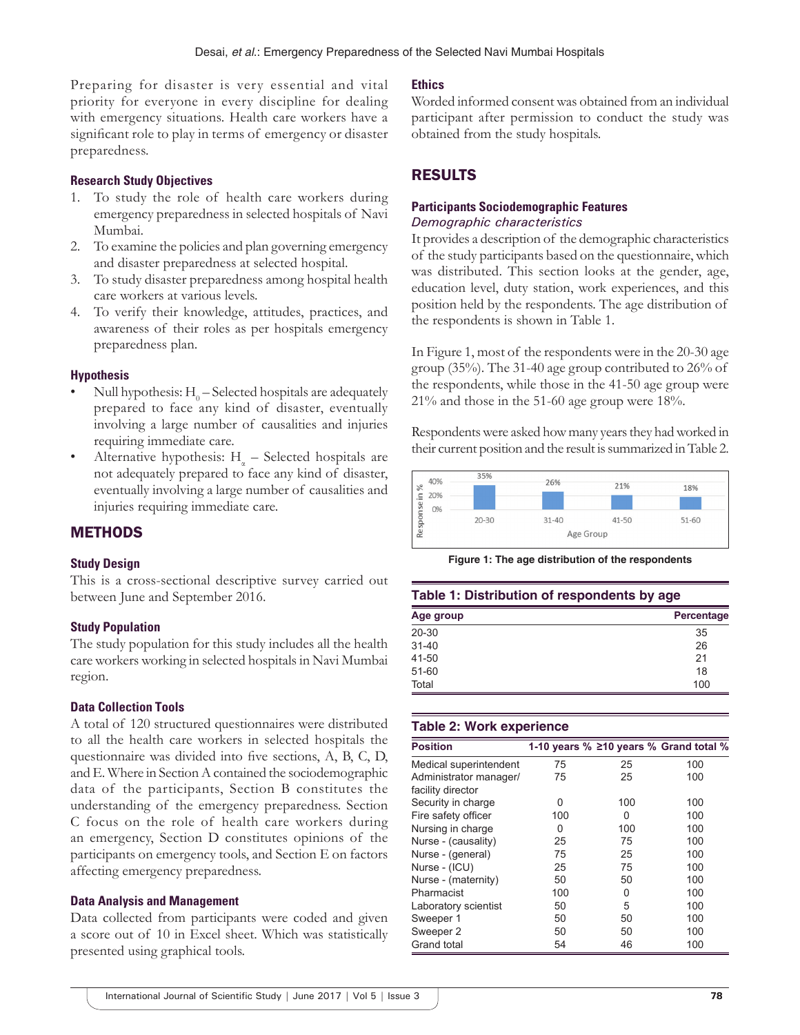Preparing for disaster is very essential and vital priority for everyone in every discipline for dealing with emergency situations. Health care workers have a significant role to play in terms of emergency or disaster preparedness.

### Research Study Objectives

1. To study the role of health care workers during emergency preparedness in selected hospitals of Navi Mumbai.
2. To examine the policies and plan governing emergency and disaster preparedness at selected hospital.
3. To study disaster preparedness among hospital health care workers at various levels.
4. To verify their knowledge, attitudes, practices, and awareness of their roles as per hospitals emergency preparedness plan.

### Hypothesis

- Null hypothesis: $H_0$ – Selected hospitals are adequately prepared to face any kind of disaster, eventually involving a large number of causalities and injuries requiring immediate care.
- Alternative hypothesis: $H_\alpha$ – Selected hospitals are not adequately prepared to face any kind of disaster, eventually involving a large number of causalities and injuries requiring immediate care.

## METHODS

### Study Design

This is a cross-sectional descriptive survey carried out between June and September 2016.

### Study Population

The study population for this study includes all the health care workers working in selected hospitals in Navi Mumbai region.

### Data Collection Tools

A total of 120 structured questionnaires were distributed to all the health care workers in selected hospitals the questionnaire was divided into five sections, A, B, C, D, and E. Where in Section A contained the sociodemographic data of the participants, Section B constitutes the understanding of the emergency preparedness. Section C focus on the role of health care workers during an emergency, Section D constitutes opinions of the participants on emergency tools, and Section E on factors affecting emergency preparedness.

### Data Analysis and Management

Data collected from participants were coded and given a score out of 10 in Excel sheet. Which was statistically presented using graphical tools.

### Ethics

Worded informed consent was obtained from an individual participant after permission to conduct the study was obtained from the study hospitals.

## RESULTS

### Participants Sociodemographic Features

*Demographic characteristics*

It provides a description of the demographic characteristics of the study participants based on the questionnaire, which was distributed. This section looks at the gender, age, education level, duty station, work experiences, and this position held by the respondents. The age distribution of the respondents is shown in Table 1.

In Figure 1, most of the respondents were in the 20-30 age group (35%). The 31-40 age group contributed to 26% of the respondents, while those in the 41-50 age group were 21% and those in the 51-60 age group were 18%.

Respondents were asked how many years they had worked in their current position and the result is summarized in Table 2.

**Figure 1: The age distribution of the respondents**

**Table 1: Distribution of respondents by age**

| Age group | Percentage |
|---|---|
| 20-30 | 35 |
| 31-40 | 26 |
| 41-50 | 21 |
| 51-60 | 18 |
| Total | 100 |

**Table 2: Work experience**

| Position | 1-10 years % | ≥10 years % | Grand total % |
|---|---|---|---|
| Medical superintendent | 75 | 25 | 100 |
| Administrator manager/ facility director | 75 | 25 | 100 |
| Security in charge | 0 | 100 | 100 |
| Fire safety officer | 100 | 0 | 100 |
| Nursing in charge | 0 | 100 | 100 |
| Nurse - (causality) | 25 | 75 | 100 |
| Nurse - (general) | 75 | 25 | 100 |
| Nurse - (ICU) | 25 | 75 | 100 |
| Nurse - (maternity) | 50 | 50 | 100 |
| Pharmacist | 100 | 0 | 100 |
| Laboratory scientist | 50 | 5 | 100 |
| Sweeper 1 | 50 | 50 | 100 |
| Sweeper 2 | 50 | 50 | 100 |
| Grand total | 54 | 46 | 100 |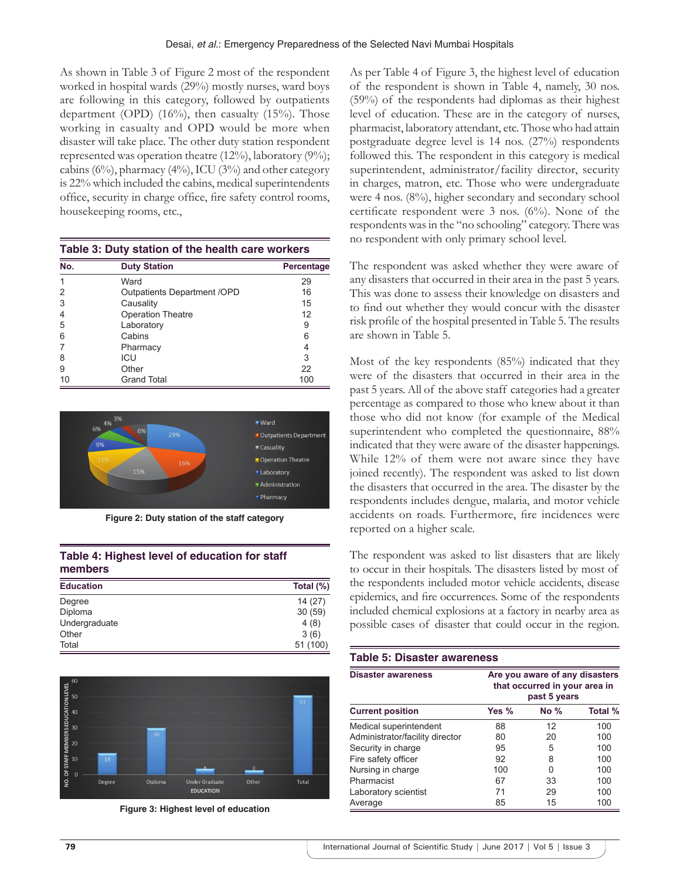As shown in Table 3 of Figure 2 most of the respondent worked in hospital wards (29%) mostly nurses, ward boys are following in this category, followed by outpatients department (OPD) (16%), then casualty (15%). Those working in casualty and OPD would be more when disaster will take place. The other duty station respondent represented was operation theatre (12%), laboratory (9%); cabins (6%), pharmacy (4%), ICU (3%) and other category is 22% which included the cabins, medical superintendents office, security in charge office, fire safety control rooms, housekeeping rooms, etc.,

**Table 3: Duty station of the health care workers**

| No. | Duty Station | Percentage |
|---|---|---|
| 1 | Ward | 29 |
| 2 | Outpatients Department /OPD | 16 |
| 3 | Causality | 15 |
| 4 | Operation Theatre | 12 |
| 5 | Laboratory | 9 |
| 6 | Cabins | 6 |
| 7 | Pharmacy | 4 |
| 8 | ICU | 3 |
| 9 | Other | 22 |
| 10 | Grand Total | 100 |

Figure 2: Duty station of the staff category

**Table 4: Highest level of education for staff members**

| Education | Total (%) |
|---|---|
| Degree | 14 (27) |
| Diploma | 30 (59) |
| Undergraduate | 4 (8) |
| Other | 3 (6) |
| Total | 51 (100) |

Figure 3: Highest level of education

As per Table 4 of Figure 3, the highest level of education of the respondent is shown in Table 4, namely, 30 nos. (59%) of the respondents had diplomas as their highest level of education. These are in the category of nurses, pharmacist, laboratory attendant, etc. Those who had attain postgraduate degree level is 14 nos. (27%) respondents followed this. The respondent in this category is medical superintendent, administrator/facility director, security in charges, matron, etc. Those who were undergraduate were 4 nos. (8%), higher secondary and secondary school certificate respondent were 3 nos. (6%). None of the respondents was in the "no schooling" category. There was no respondent with only primary school level.

The respondent was asked whether they were aware of any disasters that occurred in their area in the past 5 years. This was done to assess their knowledge on disasters and to find out whether they would concur with the disaster risk profile of the hospital presented in Table 5. The results are shown in Table 5.

Most of the key respondents (85%) indicated that they were of the disasters that occurred in their area in the past 5 years. All of the above staff categories had a greater percentage as compared to those who knew about it than those who did not know (for example of the Medical superintendent who completed the questionnaire, 88% indicated that they were aware of the disaster happenings. While 12% of them were not aware since they have joined recently). The respondent was asked to list down the disasters that occurred in the area. The disaster by the respondents includes dengue, malaria, and motor vehicle accidents on roads. Furthermore, fire incidences were reported on a higher scale.

The respondent was asked to list disasters that are likely to occur in their hospitals. The disasters listed by most of the respondents included motor vehicle accidents, disease epidemics, and fire occurrences. Some of the respondents included chemical explosions at a factory in nearby area as possible cases of disaster that could occur in the region.

**Table 5: Disaster awareness**

| Disaster awareness | Are you aware of any disasters that occurred in your area in past 5 years | | |
|---|---|---|---|
| Current position | Yes % | No % | Total % |
| Medical superintendent | 88 | 12 | 100 |
| Administrator/facility director | 80 | 20 | 100 |
| Security in charge | 95 | 5 | 100 |
| Fire safety officer | 92 | 8 | 100 |
| Nursing in charge | 100 | 0 | 100 |
| Pharmacist | 67 | 33 | 100 |
| Laboratory scientist | 71 | 29 | 100 |
| Average | 85 | 15 | 100 |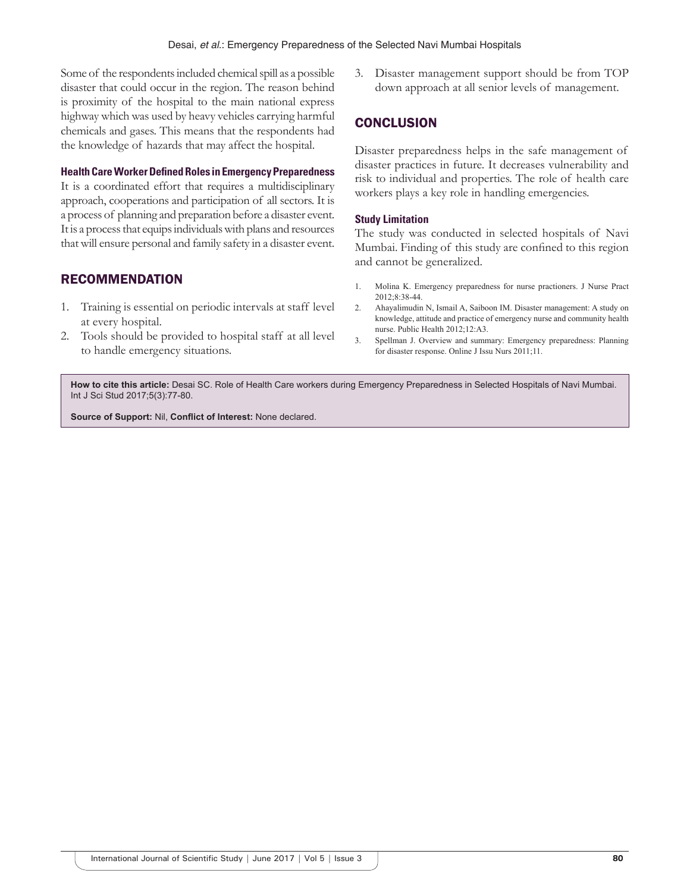Some of the respondents included chemical spill as a possible disaster that could occur in the region. The reason behind is proximity of the hospital to the main national express highway which was used by heavy vehicles carrying harmful chemicals and gases. This means that the respondents had the knowledge of hazards that may affect the hospital.

### Health Care Worker Defined Roles in Emergency Preparedness

It is a coordinated effort that requires a multidisciplinary approach, cooperations and participation of all sectors. It is a process of planning and preparation before a disaster event. It is a process that equips individuals with plans and resources that will ensure personal and family safety in a disaster event.

## RECOMMENDATION

1. Training is essential on periodic intervals at staff level at every hospital.
2. Tools should be provided to hospital staff at all level to handle emergency situations.
3. Disaster management support should be from TOP down approach at all senior levels of management.

## CONCLUSION

Disaster preparedness helps in the safe management of disaster practices in future. It decreases vulnerability and risk to individual and properties. The role of health care workers plays a key role in handling emergencies.

### Study Limitation

The study was conducted in selected hospitals of Navi Mumbai. Finding of this study are confined to this region and cannot be generalized.

1. Molina K. Emergency preparedness for nurse practioners. J Nurse Pract 2012;8:38-44.
2. Ahayalimudin N, Ismail A, Saiboon IM. Disaster management: A study on knowledge, attitude and practice of emergency nurse and community health nurse. Public Health 2012;12:A3.
3. Spellman J. Overview and summary: Emergency preparedness: Planning for disaster response. Online J Issu Nurs 2011;11.

**How to cite this article:** Desai SC. Role of Health Care workers during Emergency Preparedness in Selected Hospitals of Navi Mumbai. Int J Sci Stud 2017;5(3):77-80.

**Source of Support:** Nil, **Conflict of Interest:** None declared.